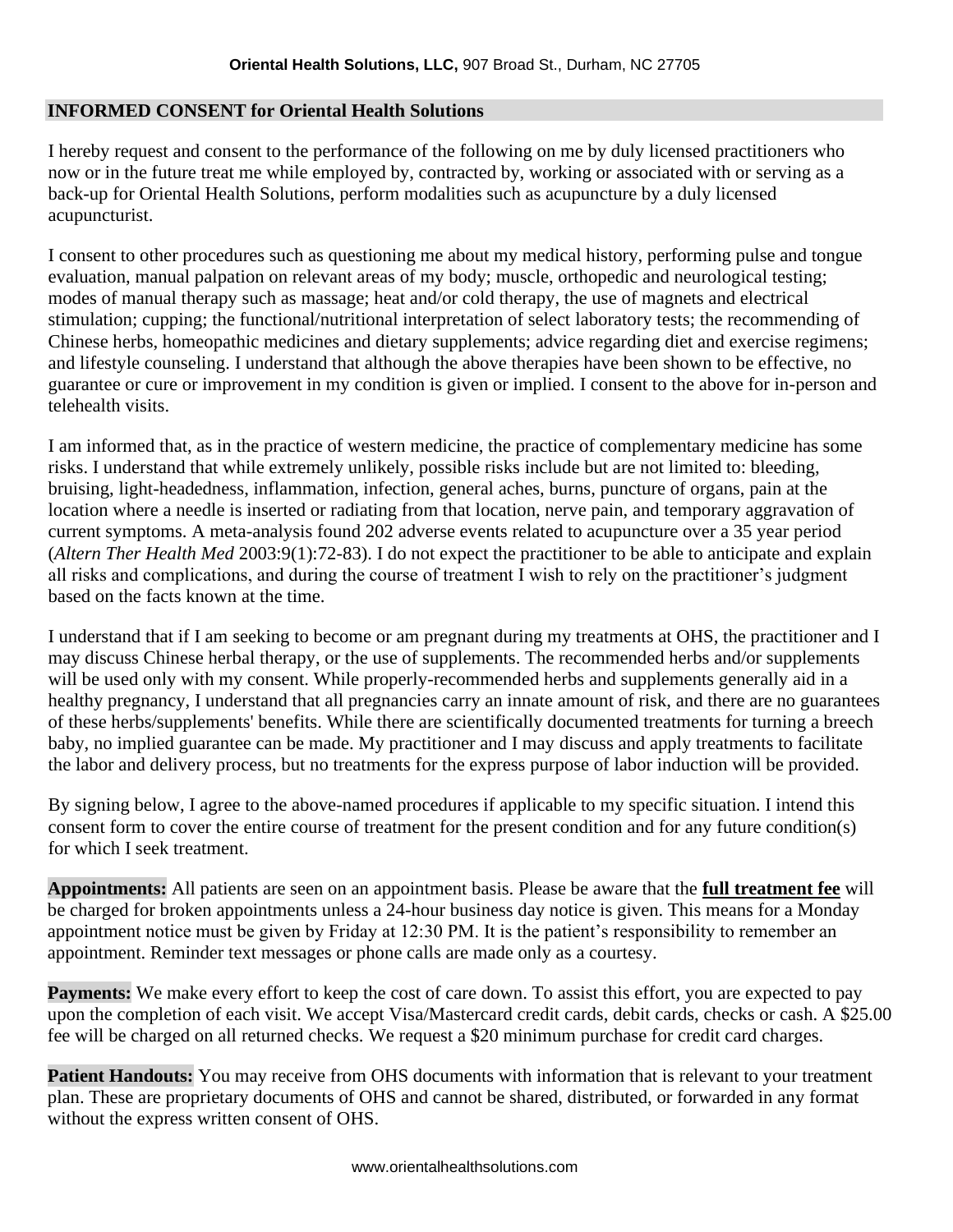**Oriental Health Solutions, LLC,** 907 Broad St., Durham, NC 27705

## INFORMED CONSENT for Oriental Health Solutions

I hereby request and consent to the performance of the following on me by duly licensed practitioners who now or in the future treat me while employed by, contracted by, working or associated with or serving as a back-up for Oriental Health Solutions, perform modalities such as acupuncture by a duly licensed acupuncturist.

I consent to other procedures such as questioning me about my medical history, performing pulse and tongue evaluation, manual palpation on relevant areas of my body; muscle, orthopedic and neurological testing; modes of manual therapy such as massage; heat and/or cold therapy, the use of magnets and electrical stimulation; cupping; the functional/nutritional interpretation of select laboratory tests; the recommending of Chinese herbs, homeopathic medicines and dietary supplements; advice regarding diet and exercise regimens; and lifestyle counseling. I understand that although the above therapies have been shown to be effective, no guarantee or cure or improvement in my condition is given or implied. I consent to the above for in-person and telehealth visits.

I am informed that, as in the practice of western medicine, the practice of complementary medicine has some risks. I understand that while extremely unlikely, possible risks include but are not limited to: bleeding, bruising, light-headedness, inflammation, infection, general aches, burns, puncture of organs, pain at the location where a needle is inserted or radiating from that location, nerve pain, and temporary aggravation of current symptoms. A meta-analysis found 202 adverse events related to acupuncture over a 35 year period (*Altern Ther Health Med* 2003:9(1):72-83). I do not expect the practitioner to be able to anticipate and explain all risks and complications, and during the course of treatment I wish to rely on the practitioner's judgment based on the facts known at the time.

I understand that if I am seeking to become or am pregnant during my treatments at OHS, the practitioner and I may discuss Chinese herbal therapy, or the use of supplements. The recommended herbs and/or supplements will be used only with my consent. While properly-recommended herbs and supplements generally aid in a healthy pregnancy, I understand that all pregnancies carry an innate amount of risk, and there are no guarantees of these herbs/supplements' benefits. While there are scientifically documented treatments for turning a breech baby, no implied guarantee can be made. My practitioner and I may discuss and apply treatments to facilitate the labor and delivery process, but no treatments for the express purpose of labor induction will be provided.

By signing below, I agree to the above-named procedures if applicable to my specific situation. I intend this consent form to cover the entire course of treatment for the present condition and for any future condition(s) for which I seek treatment.

**Appointments:** All patients are seen on an appointment basis. Please be aware that the **full treatment fee** will be charged for broken appointments unless a 24-hour business day notice is given. This means for a Monday appointment notice must be given by Friday at 12:30 PM. It is the patient's responsibility to remember an appointment. Reminder text messages or phone calls are made only as a courtesy.

**Payments:** We make every effort to keep the cost of care down. To assist this effort, you are expected to pay upon the completion of each visit. We accept Visa/Mastercard credit cards, debit cards, checks or cash. A $25.00 fee will be charged on all returned checks. We request a $20 minimum purchase for credit card charges.

**Patient Handouts:** You may receive from OHS documents with information that is relevant to your treatment plan. These are proprietary documents of OHS and cannot be shared, distributed, or forwarded in any format without the express written consent of OHS.

www.orientalhealthsolutions.com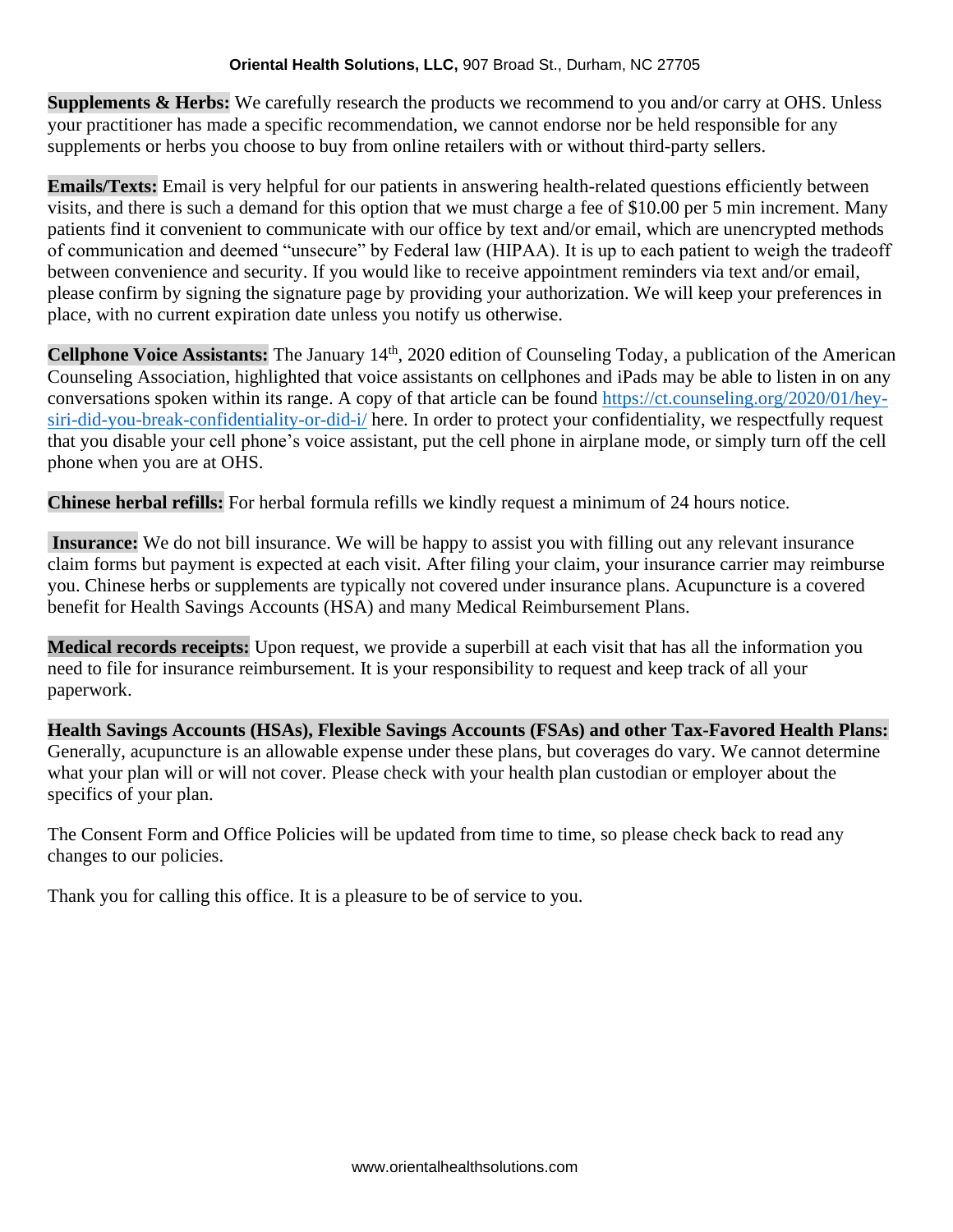**Supplements & Herbs:** We carefully research the products we recommend to you and/or carry at OHS. Unless your practitioner has made a specific recommendation, we cannot endorse nor be held responsible for any supplements or herbs you choose to buy from online retailers with or without third-party sellers.

**Emails/Texts:** Email is very helpful for our patients in answering health-related questions efficiently between visits, and there is such a demand for this option that we must charge a fee of $10.00 per 5 min increment. Many patients find it convenient to communicate with our office by text and/or email, which are unencrypted methods of communication and deemed "unsecure" by Federal law (HIPAA). It is up to each patient to weigh the tradeoff between convenience and security. If you would like to receive appointment reminders via text and/or email, please confirm by signing the signature page by providing your authorization. We will keep your preferences in place, with no current expiration date unless you notify us otherwise.

**Cellphone Voice Assistants:** The January 14th, 2020 edition of Counseling Today, a publication of the American Counseling Association, highlighted that voice assistants on cellphones and iPads may be able to listen in on any conversations spoken within its range. A copy of that article can be found [https://ct.counseling.org/2020/01/hey-siri-did-you-break-confidentiality-or-did-i/](https://ct.counseling.org/2020/01/hey-siri-did-you-break-confidentiality-or-did-i/) here. In order to protect your confidentiality, we respectfully request that you disable your cell phone's voice assistant, put the cell phone in airplane mode, or simply turn off the cell phone when you are at OHS.

**Chinese herbal refills:** For herbal formula refills we kindly request a minimum of 24 hours notice.

**Insurance:** We do not bill insurance. We will be happy to assist you with filling out any relevant insurance claim forms but payment is expected at each visit. After filing your claim, your insurance carrier may reimburse you. Chinese herbs or supplements are typically not covered under insurance plans. Acupuncture is a covered benefit for Health Savings Accounts (HSA) and many Medical Reimbursement Plans.

**Medical records receipts:** Upon request, we provide a superbill at each visit that has all the information you need to file for insurance reimbursement. It is your responsibility to request and keep track of all your paperwork.

**Health Savings Accounts (HSAs), Flexible Savings Accounts (FSAs) and other Tax-Favored Health Plans:** Generally, acupuncture is an allowable expense under these plans, but coverages do vary. We cannot determine what your plan will or will not cover. Please check with your health plan custodian or employer about the specifics of your plan.

The Consent Form and Office Policies will be updated from time to time, so please check back to read any changes to our policies.

Thank you for calling this office. It is a pleasure to be of service to you.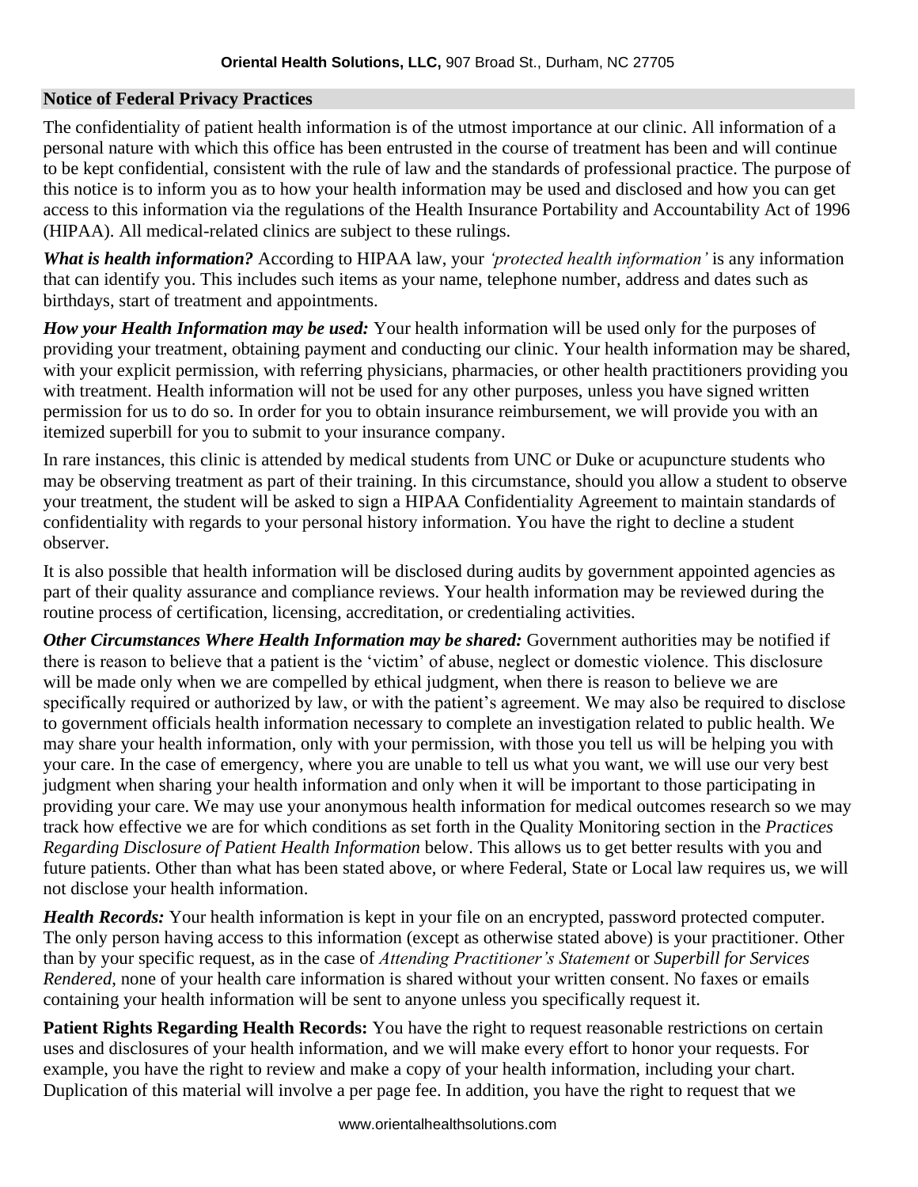**Oriental Health Solutions, LLC,** 907 Broad St., Durham, NC 27705

## Notice of Federal Privacy Practices

The confidentiality of patient health information is of the utmost importance at our clinic. All information of a personal nature with which this office has been entrusted in the course of treatment has been and will continue to be kept confidential, consistent with the rule of law and the standards of professional practice. The purpose of this notice is to inform you as to how your health information may be used and disclosed and how you can get access to this information via the regulations of the Health Insurance Portability and Accountability Act of 1996 (HIPAA). All medical-related clinics are subject to these rulings.

***What is health information?*** According to HIPAA law, your *'protected health information'* is any information that can identify you. This includes such items as your name, telephone number, address and dates such as birthdays, start of treatment and appointments.

***How your Health Information may be used:*** Your health information will be used only for the purposes of providing your treatment, obtaining payment and conducting our clinic. Your health information may be shared, with your explicit permission, with referring physicians, pharmacies, or other health practitioners providing you with treatment. Health information will not be used for any other purposes, unless you have signed written permission for us to do so. In order for you to obtain insurance reimbursement, we will provide you with an itemized superbill for you to submit to your insurance company.

In rare instances, this clinic is attended by medical students from UNC or Duke or acupuncture students who may be observing treatment as part of their training. In this circumstance, should you allow a student to observe your treatment, the student will be asked to sign a HIPAA Confidentiality Agreement to maintain standards of confidentiality with regards to your personal history information. You have the right to decline a student observer.

It is also possible that health information will be disclosed during audits by government appointed agencies as part of their quality assurance and compliance reviews. Your health information may be reviewed during the routine process of certification, licensing, accreditation, or credentialing activities.

***Other Circumstances Where Health Information may be shared:*** Government authorities may be notified if there is reason to believe that a patient is the 'victim' of abuse, neglect or domestic violence. This disclosure will be made only when we are compelled by ethical judgment, when there is reason to believe we are specifically required or authorized by law, or with the patient's agreement. We may also be required to disclose to government officials health information necessary to complete an investigation related to public health. We may share your health information, only with your permission, with those you tell us will be helping you with your care. In the case of emergency, where you are unable to tell us what you want, we will use our very best judgment when sharing your health information and only when it will be important to those participating in providing your care. We may use your anonymous health information for medical outcomes research so we may track how effective we are for which conditions as set forth in the Quality Monitoring section in the *Practices Regarding Disclosure of Patient Health Information* below. This allows us to get better results with you and future patients. Other than what has been stated above, or where Federal, State or Local law requires us, we will not disclose your health information.

***Health Records:*** Your health information is kept in your file on an encrypted, password protected computer. The only person having access to this information (except as otherwise stated above) is your practitioner. Other than by your specific request, as in the case of *Attending Practitioner's Statement* or *Superbill for Services Rendered*, none of your health care information is shared without your written consent. No faxes or emails containing your health information will be sent to anyone unless you specifically request it.

**Patient Rights Regarding Health Records:** You have the right to request reasonable restrictions on certain uses and disclosures of your health information, and we will make every effort to honor your requests. For example, you have the right to review and make a copy of your health information, including your chart. Duplication of this material will involve a per page fee. In addition, you have the right to request that we

www.orientalhealthsolutions.com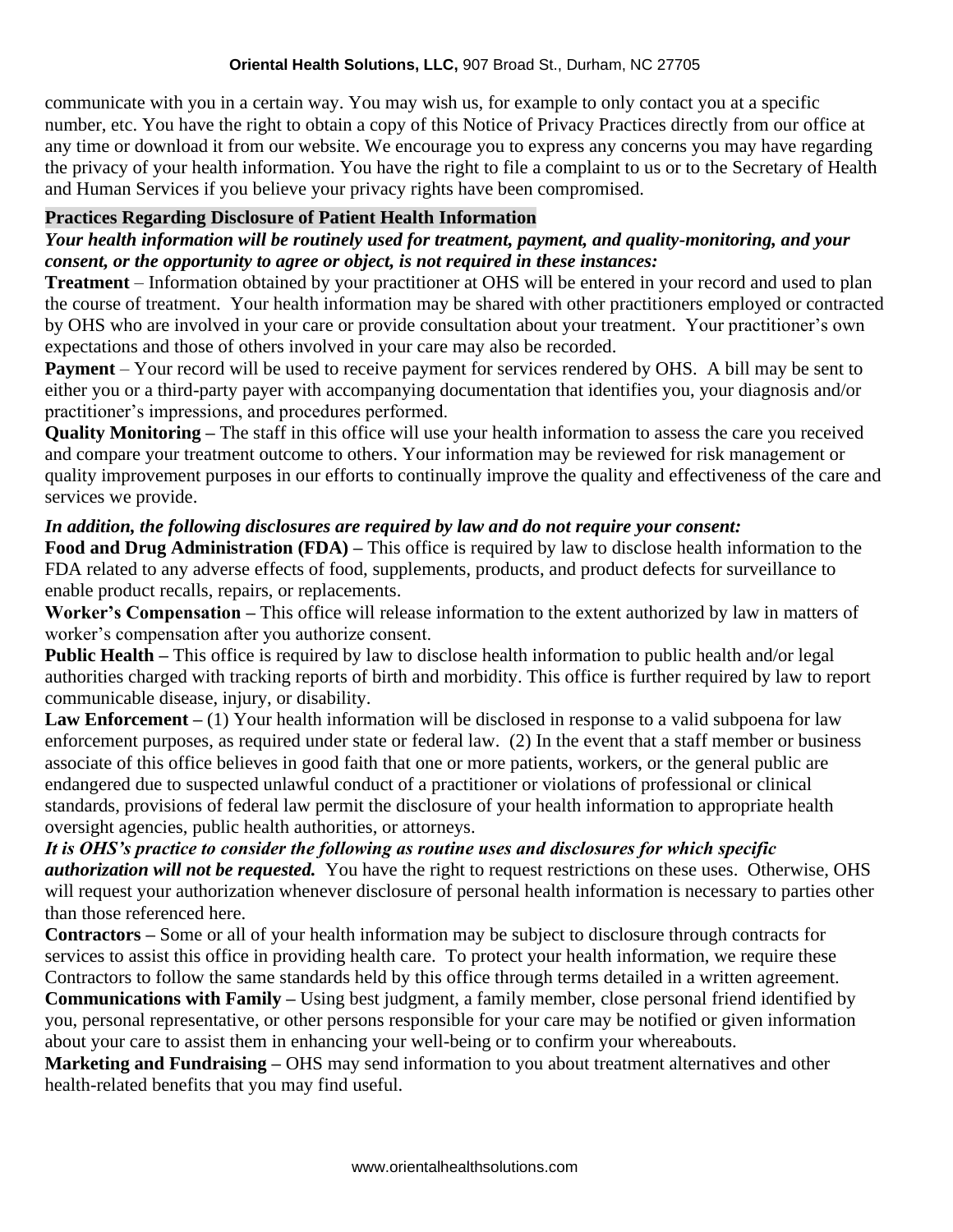communicate with you in a certain way. You may wish us, for example to only contact you at a specific number, etc. You have the right to obtain a copy of this Notice of Privacy Practices directly from our office at any time or download it from our website. We encourage you to express any concerns you may have regarding the privacy of your health information. You have the right to file a complaint to us or to the Secretary of Health and Human Services if you believe your privacy rights have been compromised.

## Practices Regarding Disclosure of Patient Health Information

***Your health information will be routinely used for treatment, payment, and quality-monitoring, and your consent, or the opportunity to agree or object, is not required in these instances:***

**Treatment** – Information obtained by your practitioner at OHS will be entered in your record and used to plan the course of treatment. Your health information may be shared with other practitioners employed or contracted by OHS who are involved in your care or provide consultation about your treatment. Your practitioner's own expectations and those of others involved in your care may also be recorded.

**Payment** – Your record will be used to receive payment for services rendered by OHS. A bill may be sent to either you or a third-party payer with accompanying documentation that identifies you, your diagnosis and/or practitioner's impressions, and procedures performed.

**Quality Monitoring –** The staff in this office will use your health information to assess the care you received and compare your treatment outcome to others. Your information may be reviewed for risk management or quality improvement purposes in our efforts to continually improve the quality and effectiveness of the care and services we provide.

***In addition, the following disclosures are required by law and do not require your consent:***

**Food and Drug Administration (FDA) –** This office is required by law to disclose health information to the FDA related to any adverse effects of food, supplements, products, and product defects for surveillance to enable product recalls, repairs, or replacements.

**Worker's Compensation –** This office will release information to the extent authorized by law in matters of worker's compensation after you authorize consent.

**Public Health –** This office is required by law to disclose health information to public health and/or legal authorities charged with tracking reports of birth and morbidity. This office is further required by law to report communicable disease, injury, or disability.

**Law Enforcement –** (1) Your health information will be disclosed in response to a valid subpoena for law enforcement purposes, as required under state or federal law. (2) In the event that a staff member or business associate of this office believes in good faith that one or more patients, workers, or the general public are endangered due to suspected unlawful conduct of a practitioner or violations of professional or clinical standards, provisions of federal law permit the disclosure of your health information to appropriate health oversight agencies, public health authorities, or attorneys.

***It is OHS's practice to consider the following as routine uses and disclosures for which specific authorization will not be requested.*** You have the right to request restrictions on these uses. Otherwise, OHS will request your authorization whenever disclosure of personal health information is necessary to parties other than those referenced here.

**Contractors –** Some or all of your health information may be subject to disclosure through contracts for services to assist this office in providing health care. To protect your health information, we require these Contractors to follow the same standards held by this office through terms detailed in a written agreement.

**Communications with Family –** Using best judgment, a family member, close personal friend identified by you, personal representative, or other persons responsible for your care may be notified or given information about your care to assist them in enhancing your well-being or to confirm your whereabouts.

**Marketing and Fundraising –** OHS may send information to you about treatment alternatives and other health-related benefits that you may find useful.